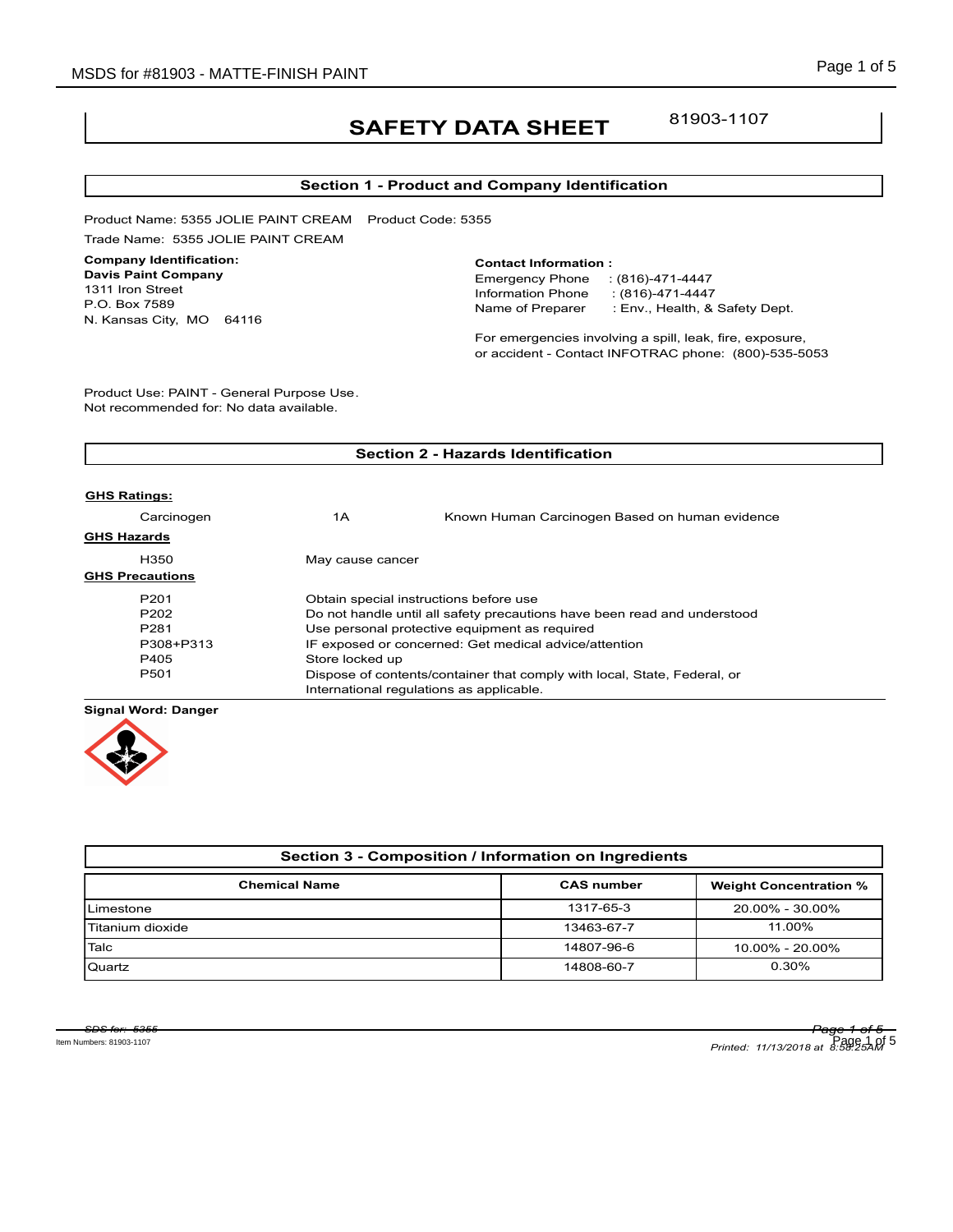# SAFETY DATA SHEET

81903-1107

## Section 1 - Product and Company Identification

Product Name: 5355 JOLIE PAINT CREAM    Product Code: 5355

Trade Name: 5355 JOLIE PAINT CREAM

**Company Identification:**
**Davis Paint Company**
1311 Iron Street
P.O. Box 7589
N. Kansas City, MO 64116

**Contact Information :**
Emergency Phone : (816)-471-4447
Information Phone : (816)-471-4447
Name of Preparer : Env., Health, & Safety Dept.

For emergencies involving a spill, leak, fire, exposure, or accident - Contact INFOTRAC phone: (800)-535-5053

Product Use: PAINT - General Purpose Use.
Not recommended for: No data available.

## Section 2 - Hazards Identification

**GHS Ratings:**

| | | |
|---|---|---|
| Carcinogen | 1A | Known Human Carcinogen Based on human evidence |

**GHS Hazards**

| | |
|---|---|
| H350 | May cause cancer |

**GHS Precautions**

| | |
|---|---|
| P201 | Obtain special instructions before use |
| P202 | Do not handle until all safety precautions have been read and understood |
| P281 | Use personal protective equipment as required |
| P308+P313 | IF exposed or concerned: Get medical advice/attention |
| P405 | Store locked up |
| P501 | Dispose of contents/container that comply with local, State, Federal, or International regulations as applicable. |

**Signal Word: Danger**

## Section 3 - Composition / Information on Ingredients

| Chemical Name | CAS number | Weight Concentration % |
|---|---|---|
| Limestone | 1317-65-3 | 20.00% - 30.00% |
| Titanium dioxide | 13463-67-7 | 11.00% |
| Talc | 14807-96-6 | 10.00% - 20.00% |
| Quartz | 14808-60-7 | 0.30% |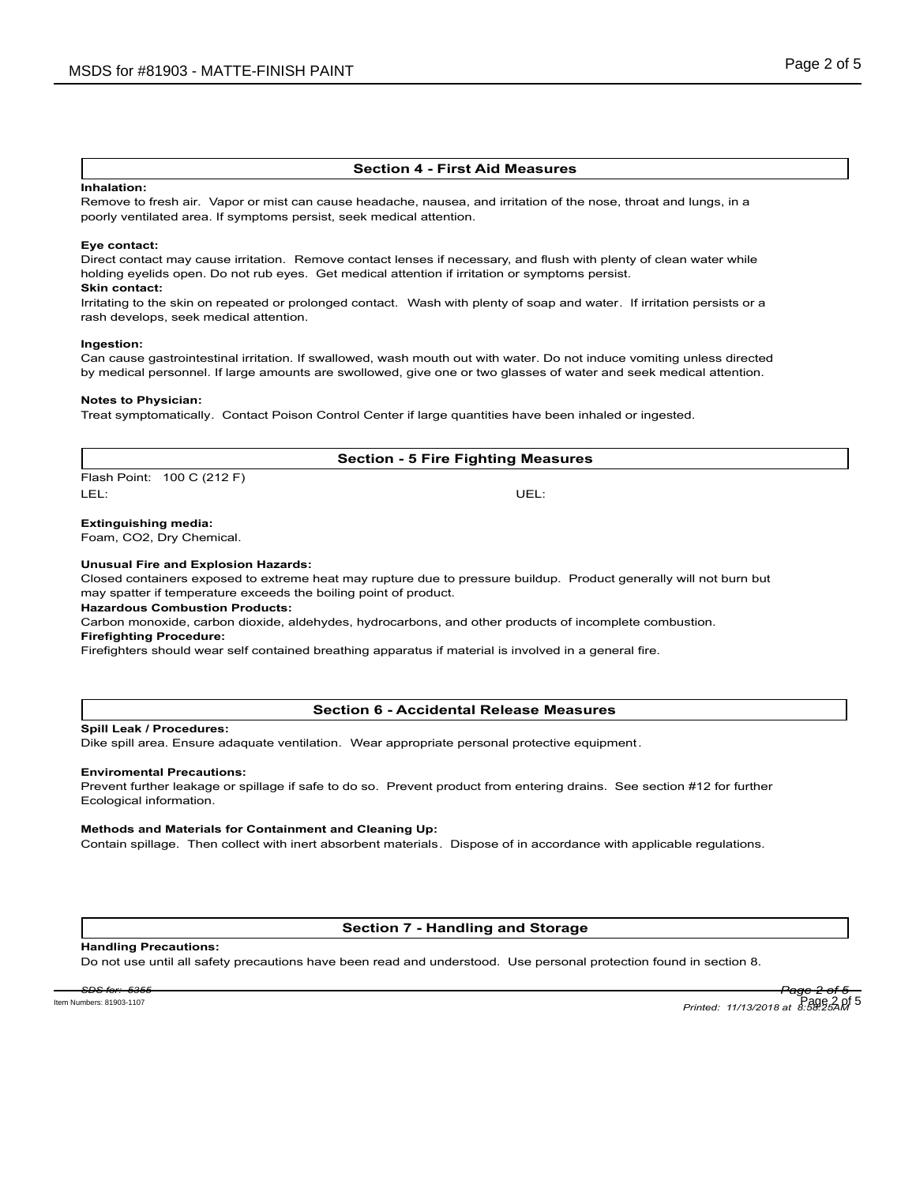## Section 4 - First Aid Measures

**Inhalation:**

Remove to fresh air. Vapor or mist can cause headache, nausea, and irritation of the nose, throat and lungs, in a poorly ventilated area. If symptoms persist, seek medical attention.

**Eye contact:**

Direct contact may cause irritation. Remove contact lenses if necessary, and flush with plenty of clean water while holding eyelids open. Do not rub eyes. Get medical attention if irritation or symptoms persist.

**Skin contact:**

Irritating to the skin on repeated or prolonged contact. Wash with plenty of soap and water. If irritation persists or a rash develops, seek medical attention.

**Ingestion:**

Can cause gastrointestinal irritation. If swallowed, wash mouth out with water. Do not induce vomiting unless directed by medical personnel. If large amounts are swallowed, give one or two glasses of water and seek medical attention.

**Notes to Physician:**

Treat symptomatically. Contact Poison Control Center if large quantities have been inhaled or ingested.

## Section - 5 Fire Fighting Measures

Flash Point: 100 C (212 F)

LEL: UEL:

**Extinguishing media:**

Foam, $CO_2$, Dry Chemical.

**Unusual Fire and Explosion Hazards:**

Closed containers exposed to extreme heat may rupture due to pressure buildup. Product generally will not burn but may spatter if temperature exceeds the boiling point of product.

**Hazardous Combustion Products:**

Carbon monoxide, carbon dioxide, aldehydes, hydrocarbons, and other products of incomplete combustion.

**Firefighting Procedure:**

Firefighters should wear self contained breathing apparatus if material is involved in a general fire.

## Section 6 - Accidental Release Measures

**Spill Leak / Procedures:**

Dike spill area. Ensure adaquate ventilation. Wear appropriate personal protective equipment.

**Enviromental Precautions:**

Prevent further leakage or spillage if safe to do so. Prevent product from entering drains. See section #12 for further Ecological information.

**Methods and Materials for Containment and Cleaning Up:**

Contain spillage. Then collect with inert absorbent materials. Dispose of in accordance with applicable regulations.

## Section 7 - Handling and Storage

**Handling Precautions:**

Do not use until all safety precautions have been read and understood. Use personal protection found in section 8.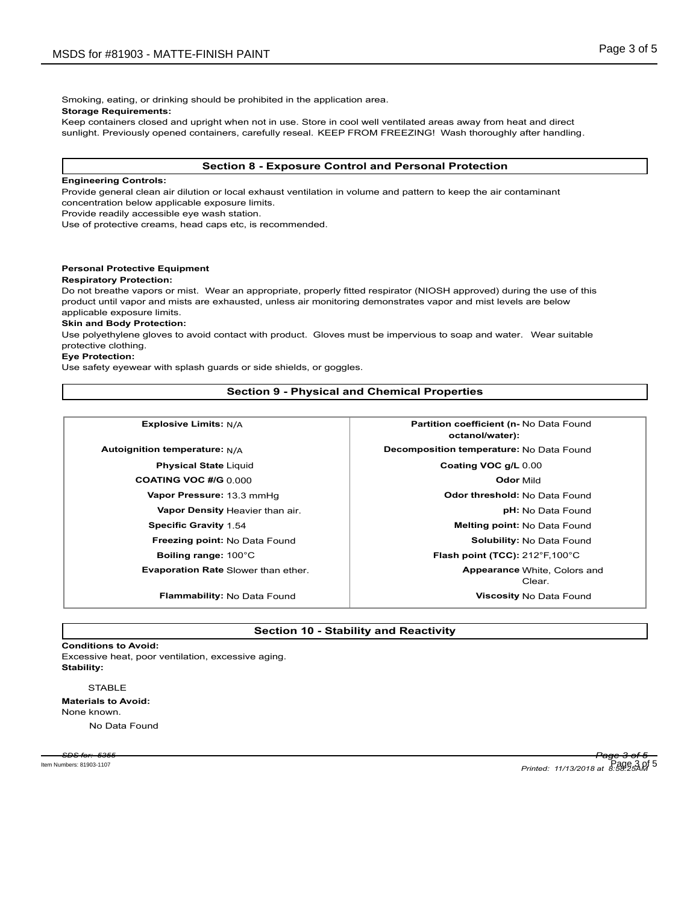Smoking, eating, or drinking should be prohibited in the application area.

**Storage Requirements:**

Keep containers closed and upright when not in use. Store in cool well ventilated areas away from heat and direct sunlight. Previously opened containers, carefully reseal. KEEP FROM FREEZING! Wash thoroughly after handling.

## Section 8 - Exposure Control and Personal Protection

**Engineering Controls:**

Provide general clean air dilution or local exhaust ventilation in volume and pattern to keep the air contaminant concentration below applicable exposure limits.
Provide readily accessible eye wash station.
Use of protective creams, head caps etc, is recommended.

**Personal Protective Equipment**

**Respiratory Protection:**

Do not breathe vapors or mist. Wear an appropriate, properly fitted respirator (NIOSH approved) during the use of this product until vapor and mists are exhausted, unless air monitoring demonstrates vapor and mist levels are below applicable exposure limits.

**Skin and Body Protection:**

Use polyethylene gloves to avoid contact with product. Gloves must be impervious to soap and water. Wear suitable protective clothing.

**Eye Protection:**

Use safety eyewear with splash guards or side shields, or goggles.

## Section 9 - Physical and Chemical Properties

| Property | Value | Property | Value |
|---|---|---|---|
| **Explosive Limits:** | N/A | **Partition coefficient (n-octanol/water):** | No Data Found |
| **Autoignition temperature:** | N/A | **Decomposition temperature:** | No Data Found |
| **Physical State** | Liquid | **Coating VOC g/L** | 0.00 |
| **COATING VOC #/G** | 0.000 | **Odor** | Mild |
| **Vapor Pressure:** | 13.3 mmHg | **Odor threshold:** | No Data Found |
| **Vapor Density** | Heavier than air. | **pH:** | No Data Found |
| **Specific Gravity** | 1.54 | **Melting point:** | No Data Found |
| **Freezing point:** | No Data Found | **Solubility:** | No Data Found |
| **Boiling range:** | 100°C | **Flash point (TCC):** | 212°F,100°C |
| **Evaporation Rate** | Slower than ether. | **Appearance** | White, Colors and Clear. |
| **Flammability:** | No Data Found | **Viscosity** | No Data Found |

## Section 10 - Stability and Reactivity

**Conditions to Avoid:**

Excessive heat, poor ventilation, excessive aging.

**Stability:**

STABLE

**Materials to Avoid:**

None known.

No Data Found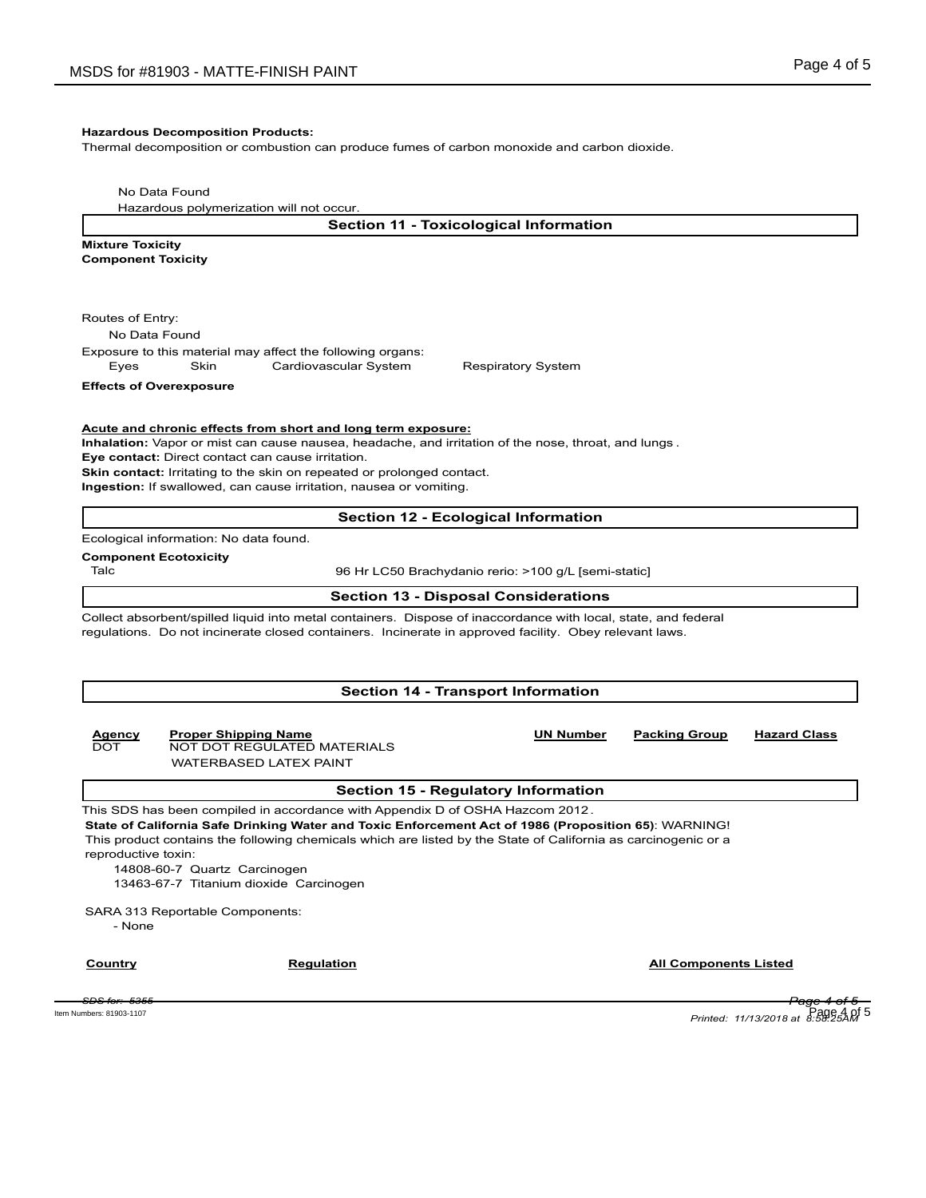**Hazardous Decomposition Products:**
Thermal decomposition or combustion can produce fumes of carbon monoxide and carbon dioxide.

No Data Found
Hazardous polymerization will not occur.

## Section 11 - Toxicological Information

**Mixture Toxicity**
**Component Toxicity**

Routes of Entry:
No Data Found

Exposure to this material may affect the following organs:
Eyes    Skin    Cardiovascular System    Respiratory System

**Effects of Overexposure**

**Acute and chronic effects from short and long term exposure:**
**Inhalation:** Vapor or mist can cause nausea, headache, and irritation of the nose, throat, and lungs .
**Eye contact:** Direct contact can cause irritation.
**Skin contact:** Irritating to the skin on repeated or prolonged contact.
**Ingestion:** If swallowed, can cause irritation, nausea or vomiting.

## Section 12 - Ecological Information

Ecological information: No data found.

**Component Ecotoxicity**

| | |
|---|---|
| Talc | 96 Hr LC50 Brachydanio rerio: >100 g/L [semi-static] |

## Section 13 - Disposal Considerations

Collect absorbent/spilled liquid into metal containers. Dispose of inaccordance with local, state, and federal regulations. Do not incinerate closed containers. Incinerate in approved facility. Obey relevant laws.

## Section 14 - Transport Information

| Agency | Proper Shipping Name | UN Number | Packing Group | Hazard Class |
|---|---|---|---|---|
| DOT | NOT DOT REGULATED MATERIALS<br>WATERBASED LATEX PAINT | | | |

## Section 15 - Regulatory Information

This SDS has been compiled in accordance with Appendix D of OSHA Hazcom 2012 .
**State of California Safe Drinking Water and Toxic Enforcement Act of 1986 (Proposition 65)**: WARNING! This product contains the following chemicals which are listed by the State of California as carcinogenic or a reproductive toxin:
14808-60-7 Quartz Carcinogen
13463-67-7 Titanium dioxide Carcinogen

SARA 313 Reportable Components:
- None

| Country | Regulation | All Components Listed |
|---|---|---|

Item Numbers: 81903-1107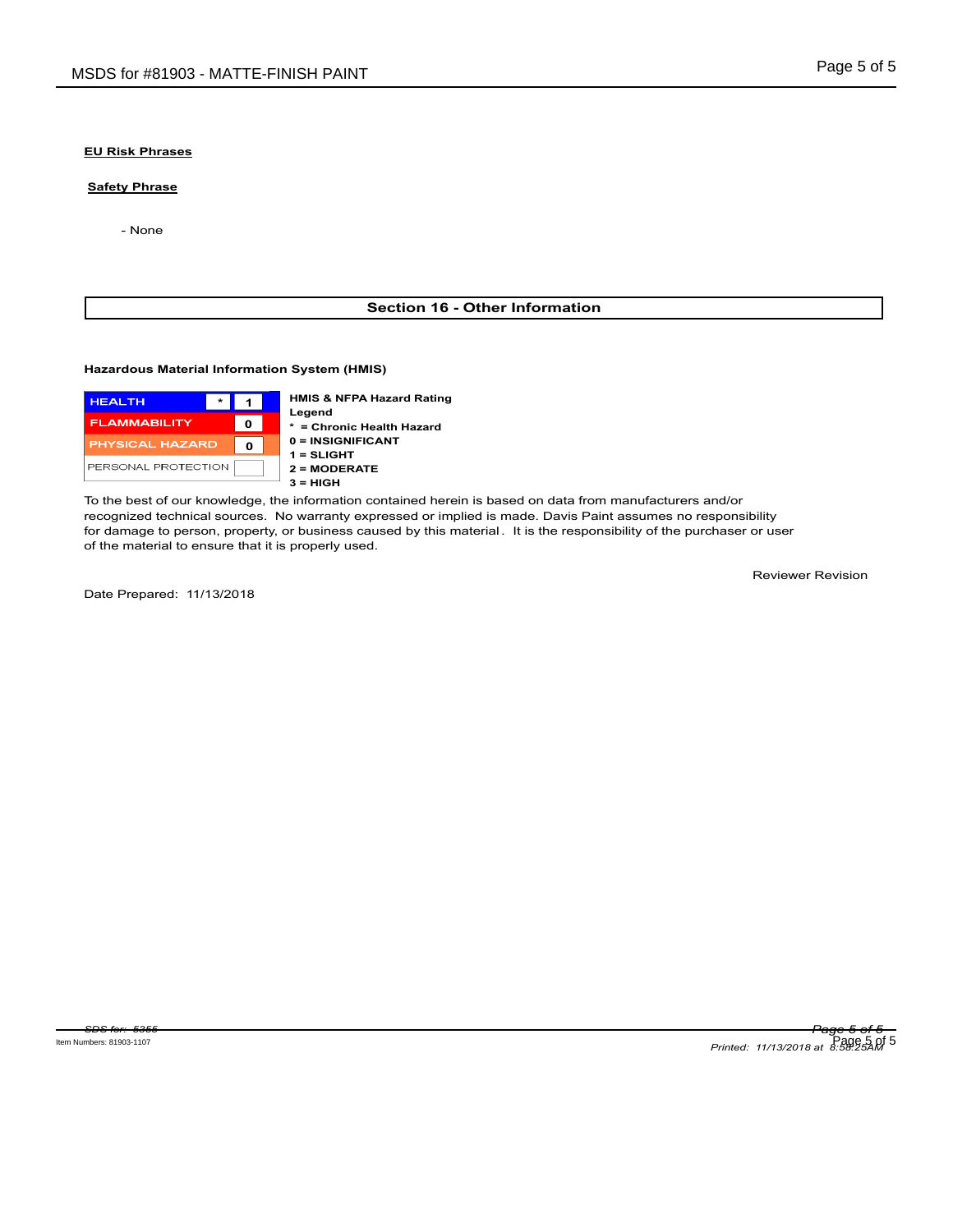**EU Risk Phrases**

**Safety Phrase**

- None

## Section 16 - Other Information

**Hazardous Material Information System (HMIS)**

| | | |
|---|---|---|
| HEALTH | * | 1 |
| FLAMMABILITY | | 0 |
| PHYSICAL HAZARD | | 0 |
| PERSONAL PROTECTION | | |

**HMIS & NFPA Hazard Rating Legend**
**\* = Chronic Health Hazard**
**0 = INSIGNIFICANT**
**1 = SLIGHT**
**2 = MODERATE**
**3 = HIGH**

To the best of our knowledge, the information contained herein is based on data from manufacturers and/or recognized technical sources. No warranty expressed or implied is made. Davis Paint assumes no responsibility for damage to person, property, or business caused by this material. It is the responsibility of the purchaser or user of the material to ensure that it is properly used.

Reviewer Revision

Date Prepared: 11/13/2018

Item Numbers: 81903-1107

*Printed: 11/13/2018 at 8:58:25AM*